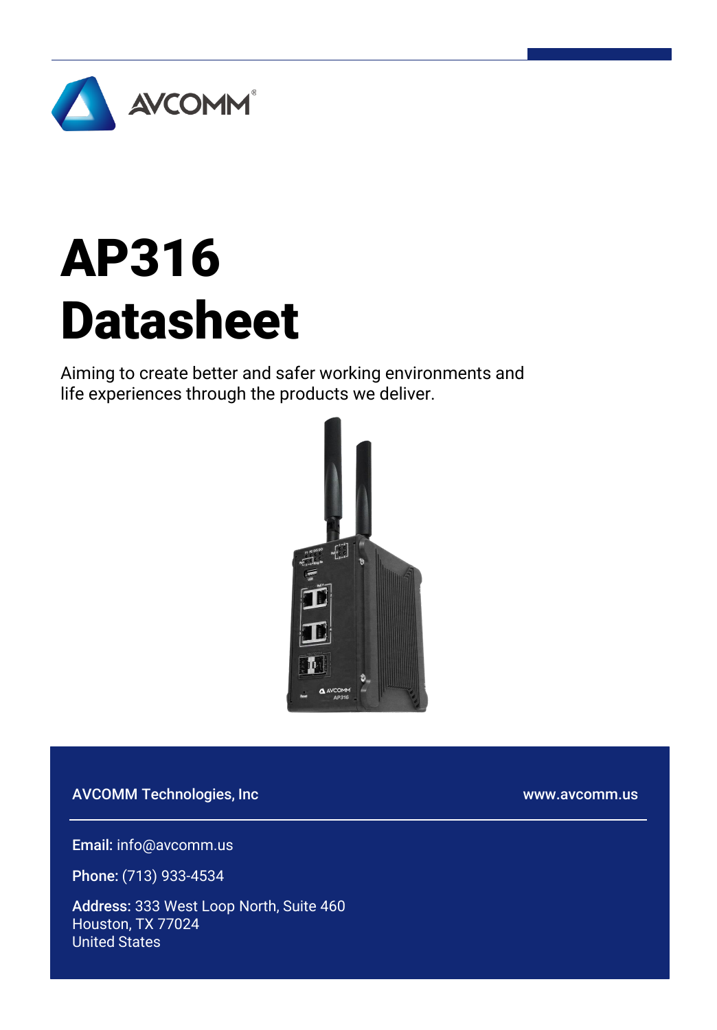AVCOMM®

# AP316 Datasheet

Aiming to create better and safer working environments and life experiences through the products we deliver.

**AVCOMM Technologies, Inc**

www.avcomm.us

**Email:** info@avcomm.us

**Phone:** (713) 933-4534

**Address:** 333 West Loop North, Suite 460
Houston, TX 77024
United States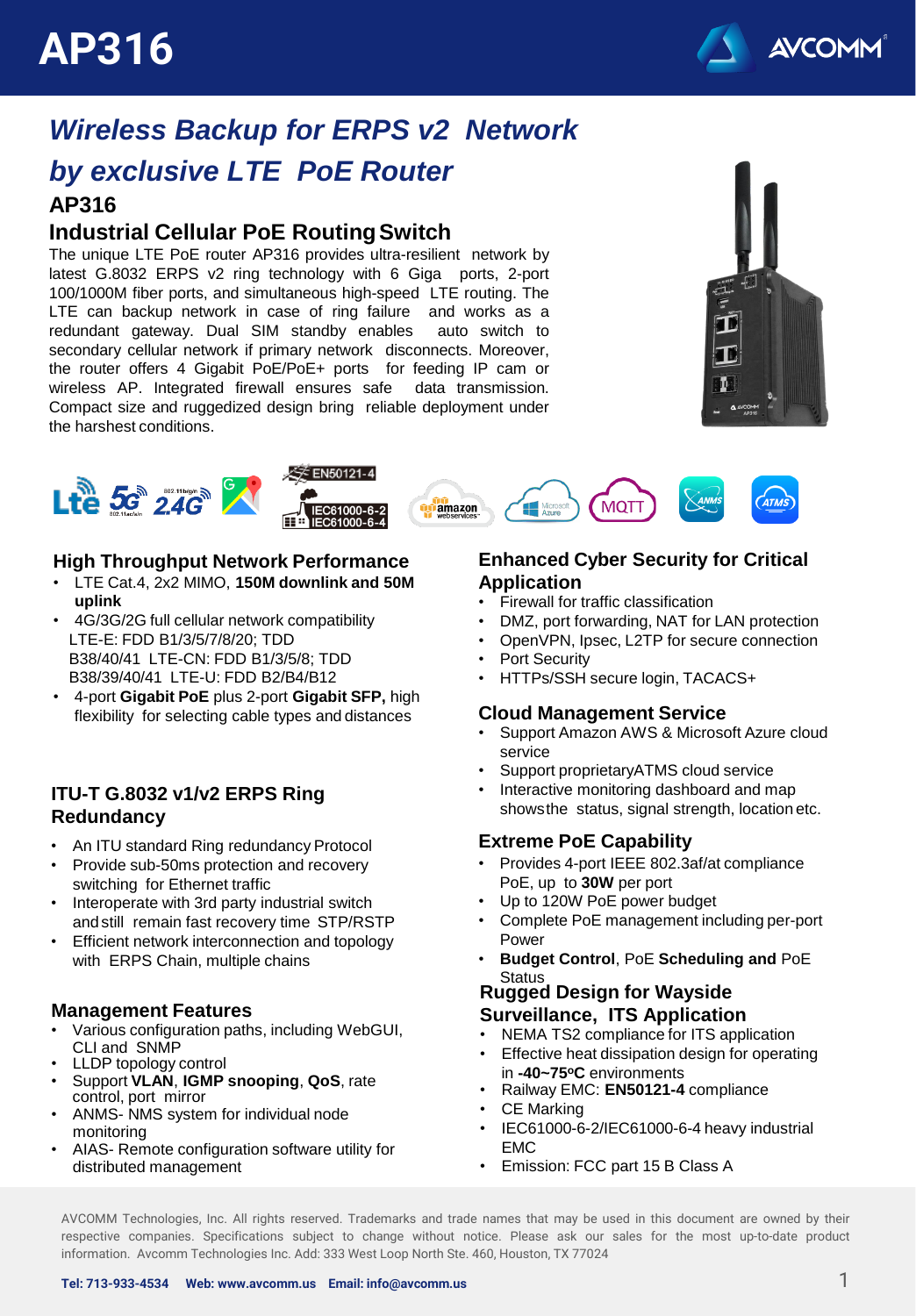# AP316

## *Wireless Backup for ERPS v2 Network by exclusive LTE PoE Router*

### AP316

### Industrial Cellular PoE Routing Switch

The unique LTE PoE router AP316 provides ultra-resilient network by latest G.8032 ERPS v2 ring technology with 6 Giga ports, 2-port 100/1000M fiber ports, and simultaneous high-speed LTE routing. The LTE can backup network in case of ring failure and works as a redundant gateway. Dual SIM standby enables auto switch to secondary cellular network if primary network disconnects. Moreover, the router offers 4 Gigabit PoE/PoE+ ports for feeding IP cam or wireless AP. Integrated firewall ensures safe data transmission. Compact size and ruggedized design bring reliable deployment under the harshest conditions.

### High Throughput Network Performance

- LTE Cat.4, 2x2 MIMO, **150M downlink and 50M uplink**
- 4G/3G/2G full cellular network compatibility
  LTE-E: FDD B1/3/5/7/8/20; TDD B38/40/41 LTE-CN: FDD B1/3/5/8; TDD B38/39/40/41 LTE-U: FDD B2/B4/B12
- 4-port **Gigabit PoE** plus 2-port **Gigabit SFP,** high flexibility for selecting cable types and distances

### ITU-T G.8032 v1/v2 ERPS Ring Redundancy

- An ITU standard Ring redundancy Protocol
- Provide sub-50ms protection and recovery switching for Ethernet traffic
- Interoperate with 3rd party industrial switch and still remain fast recovery time STP/RSTP
- Efficient network interconnection and topology with ERPS Chain, multiple chains

### Management Features

- Various configuration paths, including WebGUI, CLI and SNMP
- LLDP topology control
- Support **VLAN**, **IGMP snooping**, **QoS**, rate control, port mirror
- ANMS- NMS system for individual node monitoring
- AIAS- Remote configuration software utility for distributed management

### Enhanced Cyber Security for Critical Application

- Firewall for traffic classification
- DMZ, port forwarding, NAT for LAN protection
- OpenVPN, Ipsec, L2TP for secure connection
- Port Security
- HTTPs/SSH secure login, TACACS+

### Cloud Management Service

- Support Amazon AWS & Microsoft Azure cloud service
- Support proprietaryATMS cloud service
- Interactive monitoring dashboard and map showsthe status, signal strength, location etc.

### Extreme PoE Capability

- Provides 4-port IEEE 802.3af/at compliance PoE, up to **30W** per port
- Up to 120W PoE power budget
- Complete PoE management including per-port Power
- **Budget Control**, PoE **Scheduling and** PoE Status

### Rugged Design for Wayside Surveillance, ITS Application

- NEMA TS2 compliance for ITS application
- Effective heat dissipation design for operating in **-40~75ºC** environments
- Railway EMC: **EN50121-4** compliance
- CE Marking
- IEC61000-6-2/IEC61000-6-4 heavy industrial EMC
- Emission: FCC part 15 B Class A

AVCOMM Technologies, Inc. All rights reserved. Trademarks and trade names that may be used in this document are owned by their respective companies. Specifications subject to change without notice. Please ask our sales for the most up-to-date product information. Avcomm Technologies Inc. Add: 333 West Loop North Ste. 460, Houston, TX 77024

**Tel: 713-933-4534 Web: www.avcomm.us Email: info@avcomm.us**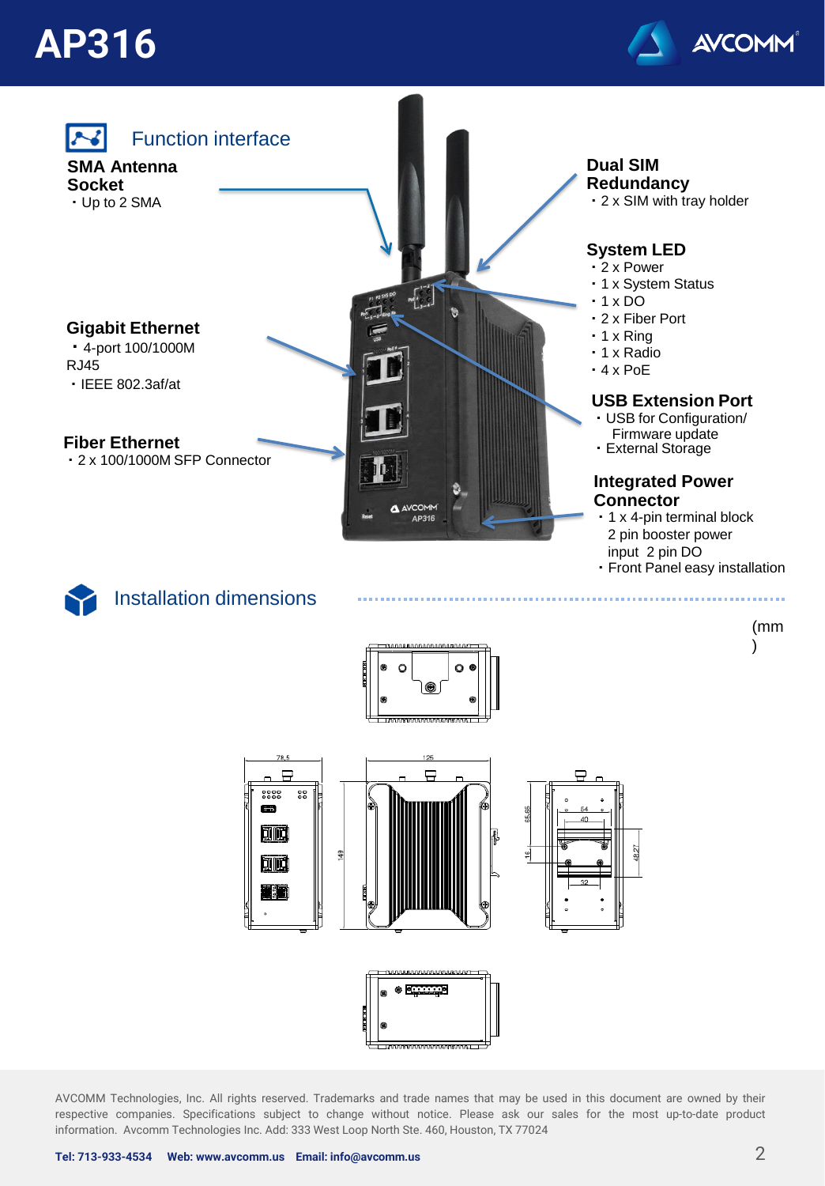# AP316

## Function interface

**SMA Antenna Socket**
- Up to 2 SMA

**Gigabit Ethernet**
- 4-port 100/1000M RJ45
- IEEE 802.3af/at

**Fiber Ethernet**
- 2 x 100/1000M SFP Connector

**Dual SIM Redundancy**
- 2 x SIM with tray holder

**System LED**
- 2 x Power
- 1 x System Status
- 1 x DO
- 2 x Fiber Port
- 1 x Ring
- 1 x Radio
- 4 x PoE

**USB Extension Port**
- USB for Configuration/ Firmware update
- External Storage

**Integrated Power Connector**
- 1 x 4-pin terminal block 2 pin booster power input 2 pin DO
- Front Panel easy installation

## Installation dimensions

(mm)

AVCOMM Technologies, Inc. All rights reserved. Trademarks and trade names that may be used in this document are owned by their respective companies. Specifications subject to change without notice. Please ask our sales for the most up-to-date product information. Avcomm Technologies Inc. Add: 333 West Loop North Ste. 460, Houston, TX 77024

**Tel: 713-933-4534 Web: www.avcomm.us Email: info@avcomm.us**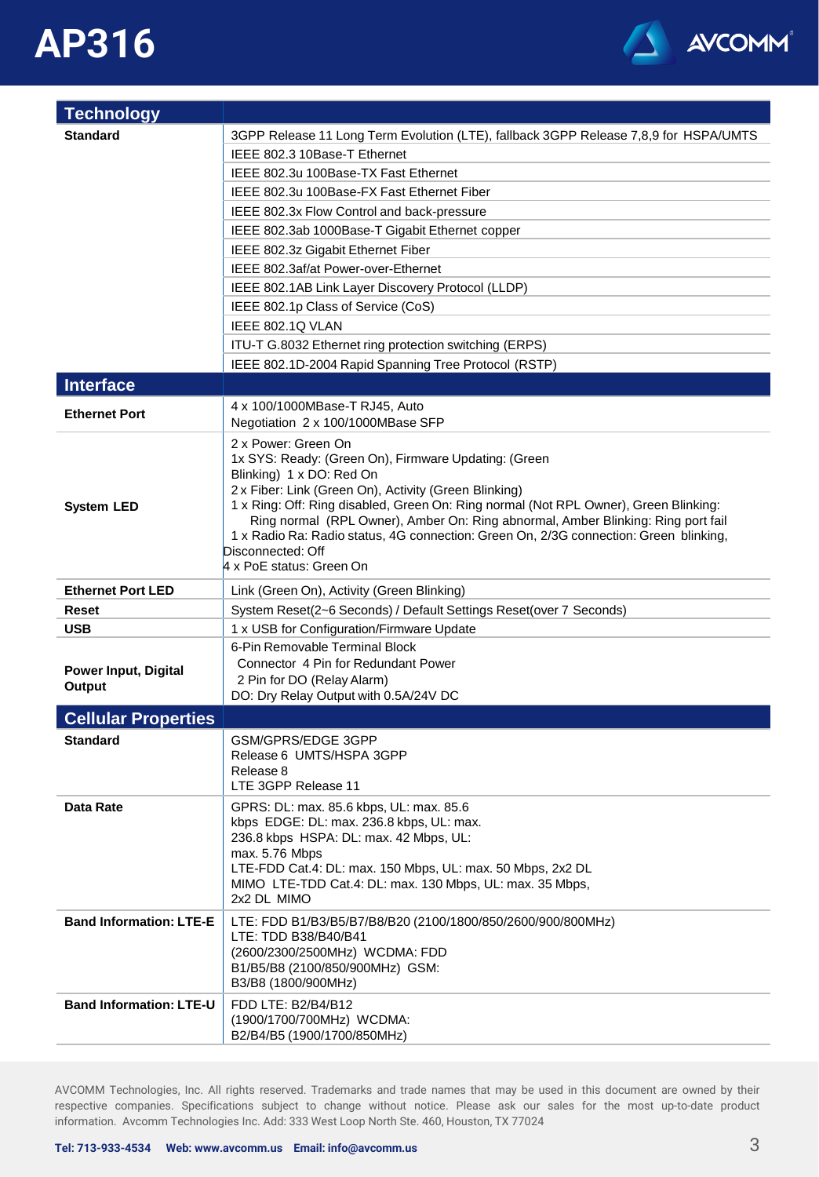# AP316

| Technology | |
|---|---|
| **Standard** | 3GPP Release 11 Long Term Evolution (LTE), fallback 3GPP Release 7,8,9 for HSPA/UMTS |
| | IEEE 802.3 10Base-T Ethernet |
| | IEEE 802.3u 100Base-TX Fast Ethernet |
| | IEEE 802.3u 100Base-FX Fast Ethernet Fiber |
| | IEEE 802.3x Flow Control and back-pressure |
| | IEEE 802.3ab 1000Base-T Gigabit Ethernet copper |
| | IEEE 802.3z Gigabit Ethernet Fiber |
| | IEEE 802.3af/at Power-over-Ethernet |
| | IEEE 802.1AB Link Layer Discovery Protocol (LLDP) |
| | IEEE 802.1p Class of Service (CoS) |
| | IEEE 802.1Q VLAN |
| | ITU-T G.8032 Ethernet ring protection switching (ERPS) |
| | IEEE 802.1D-2004 Rapid Spanning Tree Protocol (RSTP) |
| **Interface** | |
| **Ethernet Port** | 4 x 100/1000MBase-T RJ45, Auto Negotiation 2 x 100/1000MBase SFP |
| **System LED** | 2 x Power: Green On<br>1x SYS: Ready: (Green On), Firmware Updating: (Green Blinking) 1 x DO: Red On<br>2 x Fiber: Link (Green On), Activity (Green Blinking)<br>1 x Ring: Off: Ring disabled, Green On: Ring normal (Not RPL Owner), Green Blinking: Ring normal (RPL Owner), Amber On: Ring abnormal, Amber Blinking: Ring port fail<br>1 x Radio Ra: Radio status, 4G connection: Green On, 2/3G connection: Green blinking, Disconnected: Off<br>4 x PoE status: Green On |
| **Ethernet Port LED** | Link (Green On), Activity (Green Blinking) |
| **Reset** | System Reset(2~6 Seconds) / Default Settings Reset(over 7 Seconds) |
| **USB** | 1 x USB for Configuration/Firmware Update |
| **Power Input, Digital Output** | 6-Pin Removable Terminal Block Connector 4 Pin for Redundant Power<br>2 Pin for DO (Relay Alarm)<br>DO: Dry Relay Output with 0.5A/24V DC |
| **Cellular Properties** | |
| **Standard** | GSM/GPRS/EDGE 3GPP Release 6 UMTS/HSPA 3GPP Release 8<br>LTE 3GPP Release 11 |
| **Data Rate** | GPRS: DL: max. 85.6 kbps, UL: max. 85.6 kbps EDGE: DL: max. 236.8 kbps, UL: max. 236.8 kbps HSPA: DL: max. 42 Mbps, UL: max. 5.76 Mbps<br>LTE-FDD Cat.4: DL: max. 150 Mbps, UL: max. 50 Mbps, 2x2 DL MIMO LTE-TDD Cat.4: DL: max. 130 Mbps, UL: max. 35 Mbps, 2x2 DL MIMO |
| **Band Information: LTE-E** | LTE: FDD B1/B3/B5/B7/B8/B20 (2100/1800/850/2600/900/800MHz)<br>LTE: TDD B38/B40/B41 (2600/2300/2500MHz) WCDMA: FDD B1/B5/B8 (2100/850/900MHz) GSM: B3/B8 (1800/900MHz) |
| **Band Information: LTE-U** | FDD LTE: B2/B4/B12 (1900/1700/700MHz) WCDMA: B2/B4/B5 (1900/1700/850MHz) |

AVCOMM Technologies, Inc. All rights reserved. Trademarks and trade names that may be used in this document are owned by their respective companies. Specifications subject to change without notice. Please ask our sales for the most up-to-date product information. Avcomm Technologies Inc. Add: 333 West Loop North Ste. 460, Houston, TX 77024

**Tel: 713-933-4534 Web: www.avcomm.us Email: info@avcomm.us**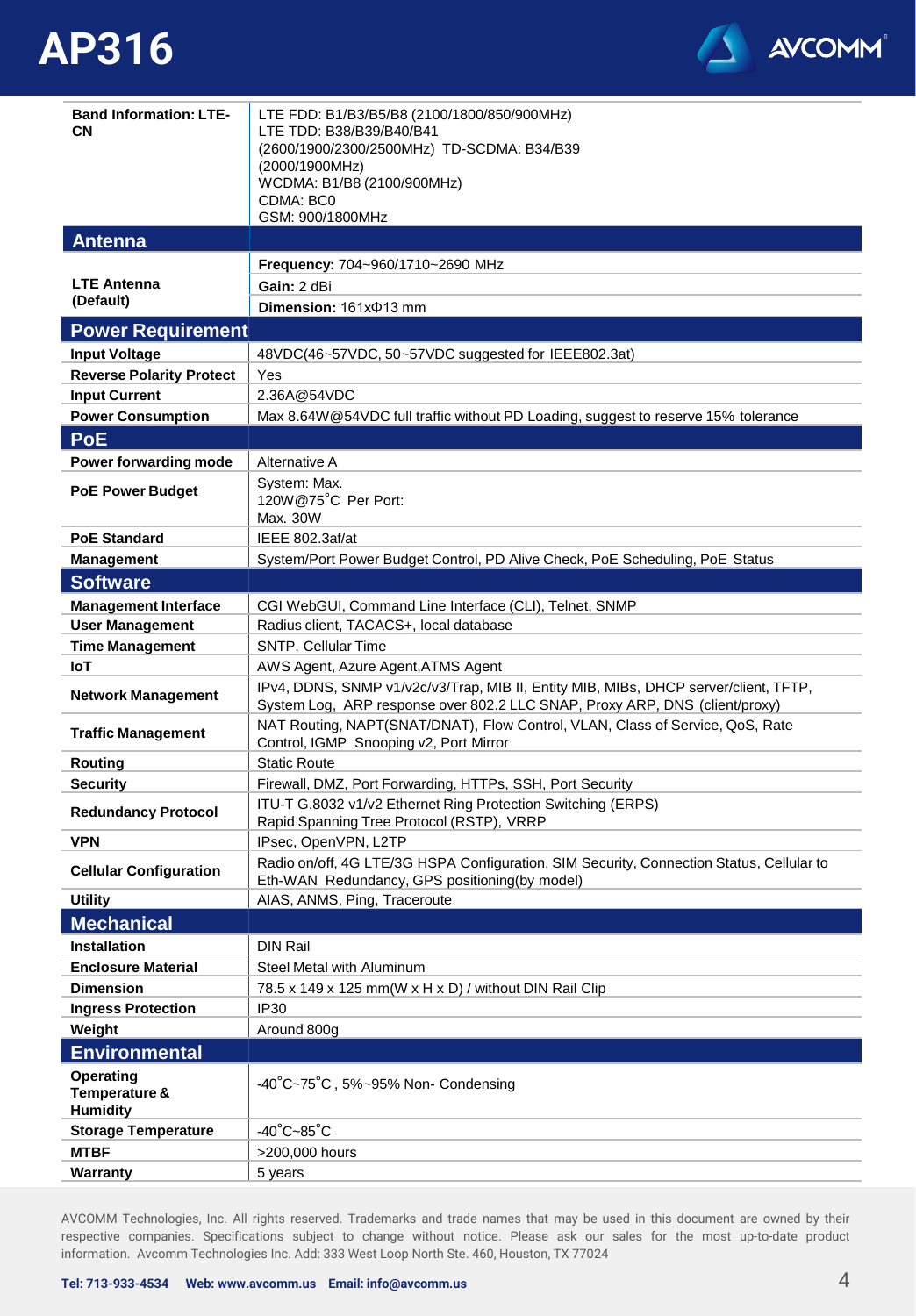| | |
|---|---|
| **Band Information: LTE-CN** | LTE FDD: B1/B3/B5/B8 (2100/1800/850/900MHz)<br>LTE TDD: B38/B39/B40/B41<br>(2600/1900/2300/2500MHz) TD-SCDMA: B34/B39<br>(2000/1900MHz)<br>WCDMA: B1/B8 (2100/900MHz)<br>CDMA: BC0<br>GSM: 900/1800MHz |
| **Antenna** | |
| **LTE Antenna (Default)** | **Frequency:** 704~960/1710~2690 MHz |
| | **Gain:** 2 dBi |
| | **Dimension:** 161xΦ13 mm |
| **Power Requirement** | |
| **Input Voltage** | 48VDC(46~57VDC, 50~57VDC suggested for IEEE802.3at) |
| **Reverse Polarity Protect** | Yes |
| **Input Current** | 2.36A@54VDC |
| **Power Consumption** | Max 8.64W@54VDC full traffic without PD Loading, suggest to reserve 15% tolerance |
| **PoE** | |
| **Power forwarding mode** | Alternative A |
| **PoE Power Budget** | System: Max.<br>120W@75˚C Per Port:<br>Max. 30W |
| **PoE Standard** | IEEE 802.3af/at |
| **Management** | System/Port Power Budget Control, PD Alive Check, PoE Scheduling, PoE Status |
| **Software** | |
| **Management Interface** | CGI WebGUI, Command Line Interface (CLI), Telnet, SNMP |
| **User Management** | Radius client, TACACS+, local database |
| **Time Management** | SNTP, Cellular Time |
| **IoT** | AWS Agent, Azure Agent,ATMS Agent |
| **Network Management** | IPv4, DDNS, SNMP v1/v2c/v3/Trap, MIB II, Entity MIB, MIBs, DHCP server/client, TFTP, System Log, ARP response over 802.2 LLC SNAP, Proxy ARP, DNS (client/proxy) |
| **Traffic Management** | NAT Routing, NAPT(SNAT/DNAT), Flow Control, VLAN, Class of Service, QoS, Rate Control, IGMP Snooping v2, Port Mirror |
| **Routing** | Static Route |
| **Security** | Firewall, DMZ, Port Forwarding, HTTPs, SSH, Port Security |
| **Redundancy Protocol** | ITU-T G.8032 v1/v2 Ethernet Ring Protection Switching (ERPS)<br>Rapid Spanning Tree Protocol (RSTP), VRRP |
| **VPN** | IPsec, OpenVPN, L2TP |
| **Cellular Configuration** | Radio on/off, 4G LTE/3G HSPA Configuration, SIM Security, Connection Status, Cellular to Eth-WAN Redundancy, GPS positioning(by model) |
| **Utility** | AIAS, ANMS, Ping, Traceroute |
| **Mechanical** | |
| **Installation** | DIN Rail |
| **Enclosure Material** | Steel Metal with Aluminum |
| **Dimension** | 78.5 x 149 x 125 mm(W x H x D) / without DIN Rail Clip |
| **Ingress Protection** | IP30 |
| **Weight** | Around 800g |
| **Environmental** | |
| **Operating Temperature & Humidity** | -40˚C~75˚C , 5%~95% Non- Condensing |
| **Storage Temperature** | -40˚C~85˚C |
| **MTBF** | >200,000 hours |
| **Warranty** | 5 years |

AVCOMM Technologies, Inc. All rights reserved. Trademarks and trade names that may be used in this document are owned by their respective companies. Specifications subject to change without notice. Please ask our sales for the most up-to-date product information. Avcomm Technologies Inc. Add: 333 West Loop North Ste. 460, Houston, TX 77024

**Tel: 713-933-4534 Web: www.avcomm.us Email: info@avcomm.us**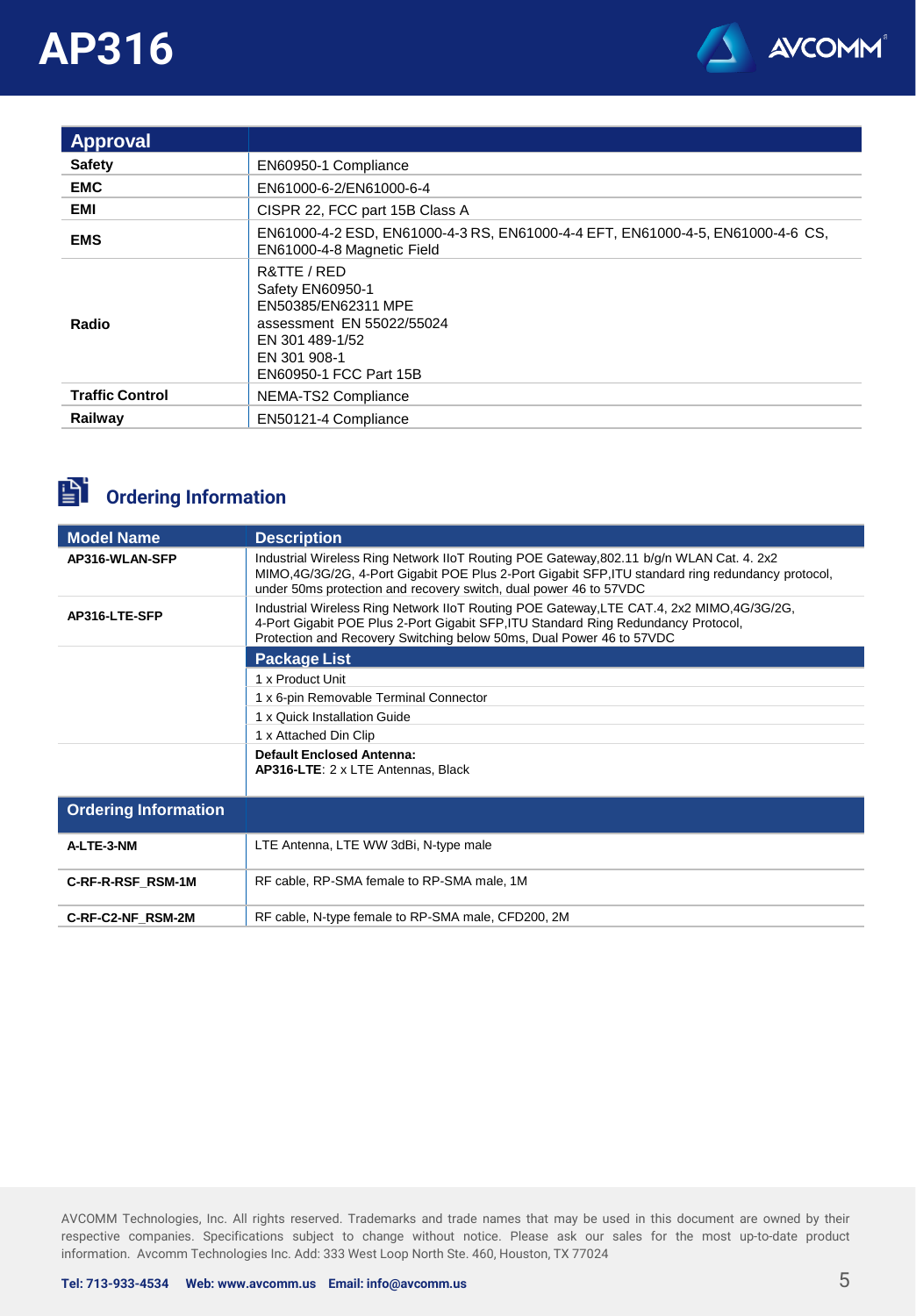| Approval | |
|---|---|
| **Safety** | EN60950-1 Compliance |
| **EMC** | EN61000-6-2/EN61000-6-4 |
| **EMI** | CISPR 22, FCC part 15B Class A |
| **EMS** | EN61000-4-2 ESD, EN61000-4-3 RS, EN61000-4-4 EFT, EN61000-4-5, EN61000-4-6 CS, EN61000-4-8 Magnetic Field |
| **Radio** | R&TTE / RED<br>Safety EN60950-1<br>EN50385/EN62311 MPE<br>assessment EN 55022/55024<br>EN 301 489-1/52<br>EN 301 908-1<br>EN60950-1 FCC Part 15B |
| **Traffic Control** | NEMA-TS2 Compliance |
| **Railway** | EN50121-4 Compliance |

## Ordering Information

| Model Name | Description |
|---|---|
| **AP316-WLAN-SFP** | Industrial Wireless Ring Network IIoT Routing POE Gateway,802.11 b/g/n WLAN Cat. 4. 2x2 MIMO,4G/3G/2G, 4-Port Gigabit POE Plus 2-Port Gigabit SFP,ITU standard ring redundancy protocol, under 50ms protection and recovery switch, dual power 46 to 57VDC |
| **AP316-LTE-SFP** | Industrial Wireless Ring Network IIoT Routing POE Gateway,LTE CAT.4, 2x2 MIMO,4G/3G/2G, 4-Port Gigabit POE Plus 2-Port Gigabit SFP,ITU Standard Ring Redundancy Protocol, Protection and Recovery Switching below 50ms, Dual Power 46 to 57VDC |
| | **Package List** |
| | 1 x Product Unit |
| | 1 x 6-pin Removable Terminal Connector |
| | 1 x Quick Installation Guide |
| | 1 x Attached Din Clip |
| | **Default Enclosed Antenna:**<br>**AP316-LTE**: 2 x LTE Antennas, Black |

| Ordering Information | |
|---|---|
| **A-LTE-3-NM** | LTE Antenna, LTE WW 3dBi, N-type male |
| **C-RF-R-RSF_RSM-1M** | RF cable, RP-SMA female to RP-SMA male, 1M |
| **C-RF-C2-NF_RSM-2M** | RF cable, N-type female to RP-SMA male, CFD200, 2M |

AVCOMM Technologies, Inc. All rights reserved. Trademarks and trade names that may be used in this document are owned by their respective companies. Specifications subject to change without notice. Please ask our sales for the most up-to-date product information. Avcomm Technologies Inc. Add: 333 West Loop North Ste. 460, Houston, TX 77024

**Tel: 713-933-4534 Web: www.avcomm.us Email: info@avcomm.us**